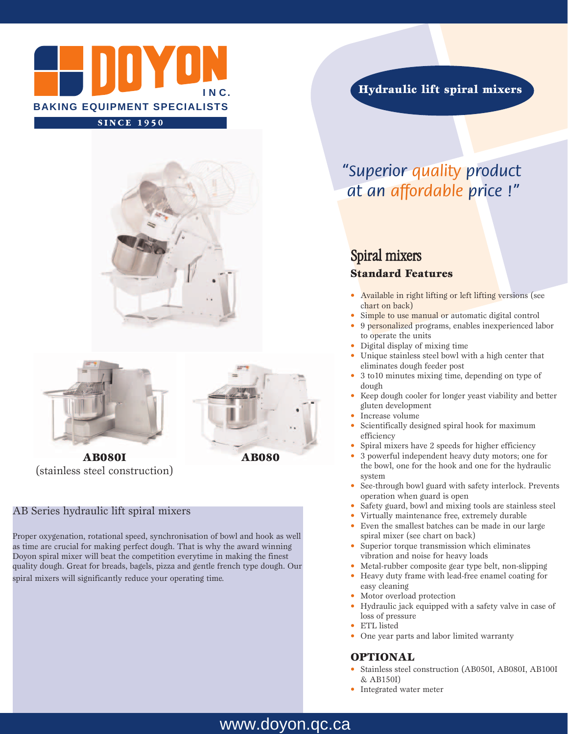# DOYON INC.

**BAKING EQUIPMENT SPECIALISTS**

**SINCE 1950**

**AB080I**
(stainless steel construction)

**AB080**

## Hydraulic lift spiral mixers

*"Superior quality product at an affordable price !"*

## AB Series hydraulic lift spiral mixers

Proper oxygenation, rotational speed, synchronisation of bowl and hook as well as time are crucial for making perfect dough. That is why the award winning Doyon spiral mixer will beat the competition everytime in making the finest quality dough. Great for breads, bagels, pizza and gentle french type dough. Our spiral mixers will significantly reduce your operating time.

## Spiral mixers

### Standard Features

- Available in right lifting or left lifting versions (see chart on back)
- Simple to use manual or automatic digital control
- 9 personalized programs, enables inexperienced labor to operate the units
- Digital display of mixing time
- Unique stainless steel bowl with a high center that eliminates dough feeder post
- 3 to10 minutes mixing time, depending on type of dough
- Keep dough cooler for longer yeast viability and better gluten development
- Increase volume
- Scientifically designed spiral hook for maximum efficiency
- Spiral mixers have 2 speeds for higher efficiency
- 3 powerful independent heavy duty motors; one for the bowl, one for the hook and one for the hydraulic system
- See-through bowl guard with safety interlock. Prevents operation when guard is open
- Safety guard, bowl and mixing tools are stainless steel
- Virtually maintenance free, extremely durable
- Even the smallest batches can be made in our large spiral mixer (see chart on back)
- Superior torque transmission which eliminates vibration and noise for heavy loads
- Metal-rubber composite gear type belt, non-slipping
- Heavy duty frame with lead-free enamel coating for easy cleaning
- Motor overload protection
- Hydraulic jack equipped with a safety valve in case of loss of pressure
- ETL listed
- One year parts and labor limited warranty

### OPTIONAL

- Stainless steel construction (AB050I, AB080I, AB100I & AB150I)
- Integrated water meter

www.doyon.qc.ca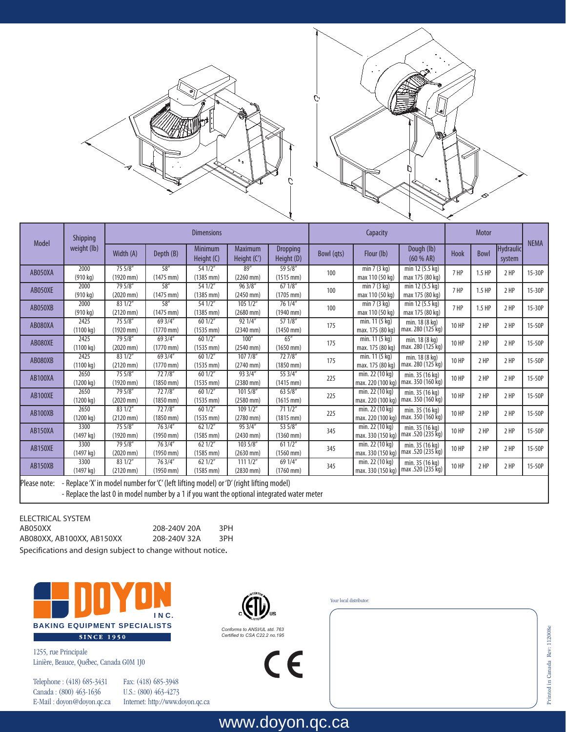| Model | Shipping weight (lb) | Dimensions | | | | | Capacity | | | Motor | | | NEMA |
|---|---|---|---|---|---|---|---|---|---|---|---|---|---|
| | | Width (A) | Depth (B) | Minimum Height (C) | Maximum Height (C') | Dropping Height (D) | Bowl (qts) | Flour (lb) | Dough (lb) (60 % AR) | Hook | Bowl | Hydraulic system | |
| AB050XA | 2000 (910 kg) | 75 5/8" (1920 mm) | 58" (1475 mm) | 54 1/2" (1385 mm) | 89" (2260 mm) | 59 5/8" (1515 mm) | 100 | min 7 (3 kg) max 110 (50 kg) | min 12 (5.5 kg) max 175 (80 kg) | 7 HP | 1.5 HP | 2 HP | 15-30P |
| AB050XE | 2000 (910 kg) | 79 5/8" (2020 mm) | 58" (1475 mm) | 54 1/2" (1385 mm) | 96 3/8" (2450 mm) | 67 1/8" (1705 mm) | 100 | min 7 (3 kg) max 110 (50 kg) | min 12 (5.5 kg) max 175 (80 kg) | 7 HP | 1.5 HP | 2 HP | 15-30P |
| AB050XB | 2000 (910 kg) | 83 1/2" (2120 mm) | 58" (1475 mm) | 54 1/2" (1385 mm) | 105 1/2" (2680 mm) | 76 1/4" (1940 mm) | 100 | min 7 (3 kg) max 110 (50 kg) | min 12 (5.5 kg) max 175 (80 kg) | 7 HP | 1.5 HP | 2 HP | 15-30P |
| AB080XA | 2425 (1100 kg) | 75 5/8" (1920 mm) | 69 3/4" (1770 mm) | 60 1/2" (1535 mm) | 92 1/4" (2340 mm) | 57 1/8" (1450 mm) | 175 | min. 11 (5 kg) max. 175 (80 kg) | min. 18 (8 kg) max. 280 (125 kg) | 10 HP | 2 HP | 2 HP | 15-50P |
| AB080XE | 2425 (1100 kg) | 79 5/8" (2020 mm) | 69 3/4" (1770 mm) | 60 1/2" (1535 mm) | 100" (2540 mm) | 65" (1650 mm) | 175 | min. 11 (5 kg) max. 175 (80 kg) | min. 18 (8 kg) max. 280 (125 kg) | 10 HP | 2 HP | 2 HP | 15-50P |
| AB080XB | 2425 (1100 kg) | 83 1/2" (2120 mm) | 69 3/4" (1770 mm) | 60 1/2" (1535 mm) | 107 7/8" (2740 mm) | 72 7/8" (1850 mm) | 175 | min. 11 (5 kg) max. 175 (80 kg) | min. 18 (8 kg) max. 280 (125 kg) | 10 HP | 2 HP | 2 HP | 15-50P |
| AB100XA | 2650 (1200 kg) | 75 5/8" (1920 mm) | 72 7/8" (1850 mm) | 60 1/2" (1535 mm) | 93 3/4" (2380 mm) | 55 3/4" (1415 mm) | 225 | min. 22 (10 kg) max. 220 (100 kg) | min. 35 (16 kg) max. 350 (160 kg) | 10 HP | 2 HP | 2 HP | 15-50P |
| AB100XE | 2650 (1200 kg) | 79 5/8" (2020 mm) | 72 7/8" (1850 mm) | 60 1/2" (1535 mm) | 101 5/8" (2580 mm) | 63 5/8" (1615 mm) | 225 | min. 22 (10 kg) max. 220 (100 kg) | min. 35 (16 kg) max. 350 (160 kg) | 10 HP | 2 HP | 2 HP | 15-50P |
| AB100XB | 2650 (1200 kg) | 83 1/2" (2120 mm) | 72 7/8" (1850 mm) | 60 1/2" (1535 mm) | 109 1/2" (2780 mm) | 71 1/2" (1815 mm) | 225 | min. 22 (10 kg) max. 220 (100 kg) | min. 35 (16 kg) max. 350 (160 kg) | 10 HP | 2 HP | 2 HP | 15-50P |
| AB150XA | 3300 (1497 kg) | 75 5/8" (1920 mm) | 76 3/4" (1950 mm) | 62 1/2" (1585 mm) | 95 3/4" (2430 mm) | 53 5/8" (1360 mm) | 345 | min. 22 (10 kg) max. 330 (150 kg) | min. 35 (16 kg) max .520 (235 kg) | 10 HP | 2 HP | 2 HP | 15-50P |
| AB150XE | 3300 (1497 kg) | 79 5/8" (2020 mm) | 76 3/4" (1950 mm) | 62 1/2" (1585 mm) | 103 5/8" (2630 mm) | 61 1/2" (1560 mm) | 345 | min. 22 (10 kg) max. 330 (150 kg) | min. 35 (16 kg) max .520 (235 kg) | 10 HP | 2 HP | 2 HP | 15-50P |
| AB150XB | 3300 (1497 kg) | 83 1/2" (2120 mm) | 76 3/4" (1950 mm) | 62 1/2" (1585 mm) | 111 1/2" (2830 mm) | 69 1/4" (1760 mm) | 345 | min. 22 (10 kg) max. 330 (150 kg) | min. 35 (16 kg) max .520 (235 kg) | 10 HP | 2 HP | 2 HP | 15-50P |

Please note:
- Replace 'X' in model number for 'C' (left lifting model) or 'D' (right lifting model)
- Replace the last 0 in model number by a 1 if you want the optional integrated water meter

ELECTRICAL SYSTEM

| | | |
|---|---|---|
| AB050XX | 208-240V 20A | 3PH |
| AB080XX, AB100XX, AB150XX | 208-240V 32A | 3PH |

Specifications and design subject to change without notice.

**DOYON INC.**
BAKING EQUIPMENT SPECIALISTS
SINCE 1950

1255, rue Principale
Linière, Beauce, Québec, Canada G0M 1J0

Telephone : (418) 685-3431
Canada : (800) 463-1636
E-Mail : doyon@doyon.qc.ca

Fax: (418) 685-3948
U.S.: (800) 463-4273
Internet: http://www.doyon.qc.ca

*Conforms to ANSI/UL std. 763*
*Certified to CSA C22.2 no.195*

Your local distributor:

Printed in Canada Rev: 112008e

www.doyon.qc.ca